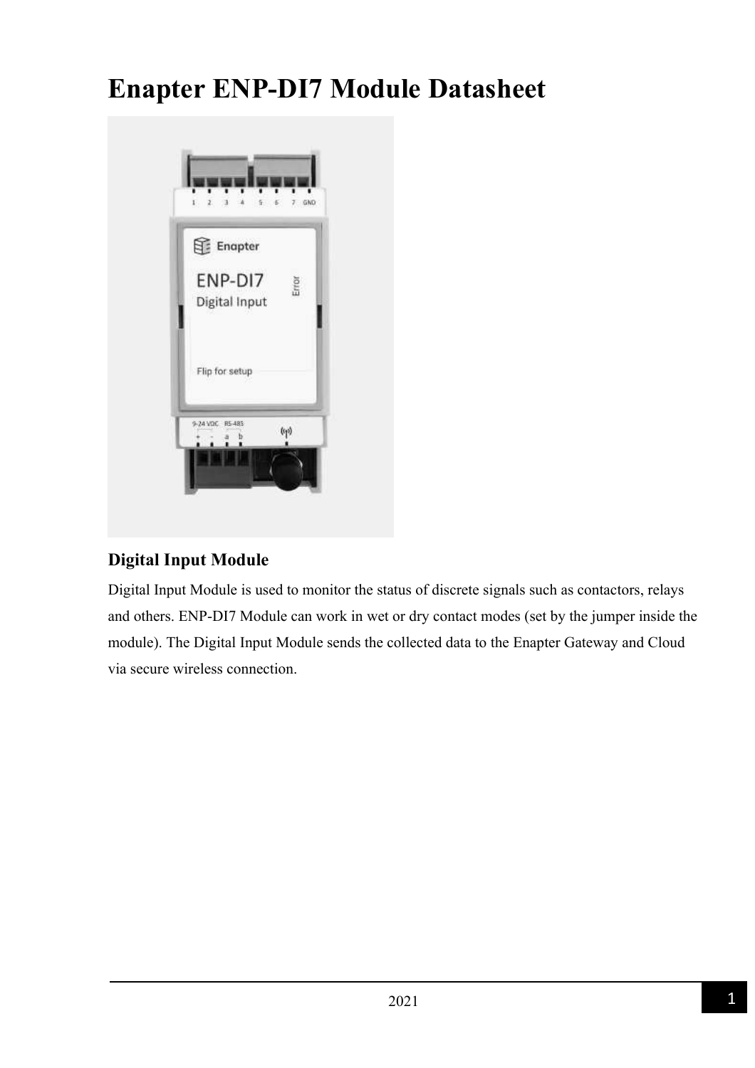# Enapter ENP-DI7 Module Datasheet

## Digital Input Module

Digital Input Module is used to monitor the status of discrete signals such as contactors, relays and others. ENP-DI7 Module can work in wet or dry contact modes (set by the jumper inside the module). The Digital Input Module sends the collected data to the Enapter Gateway and Cloud via secure wireless connection.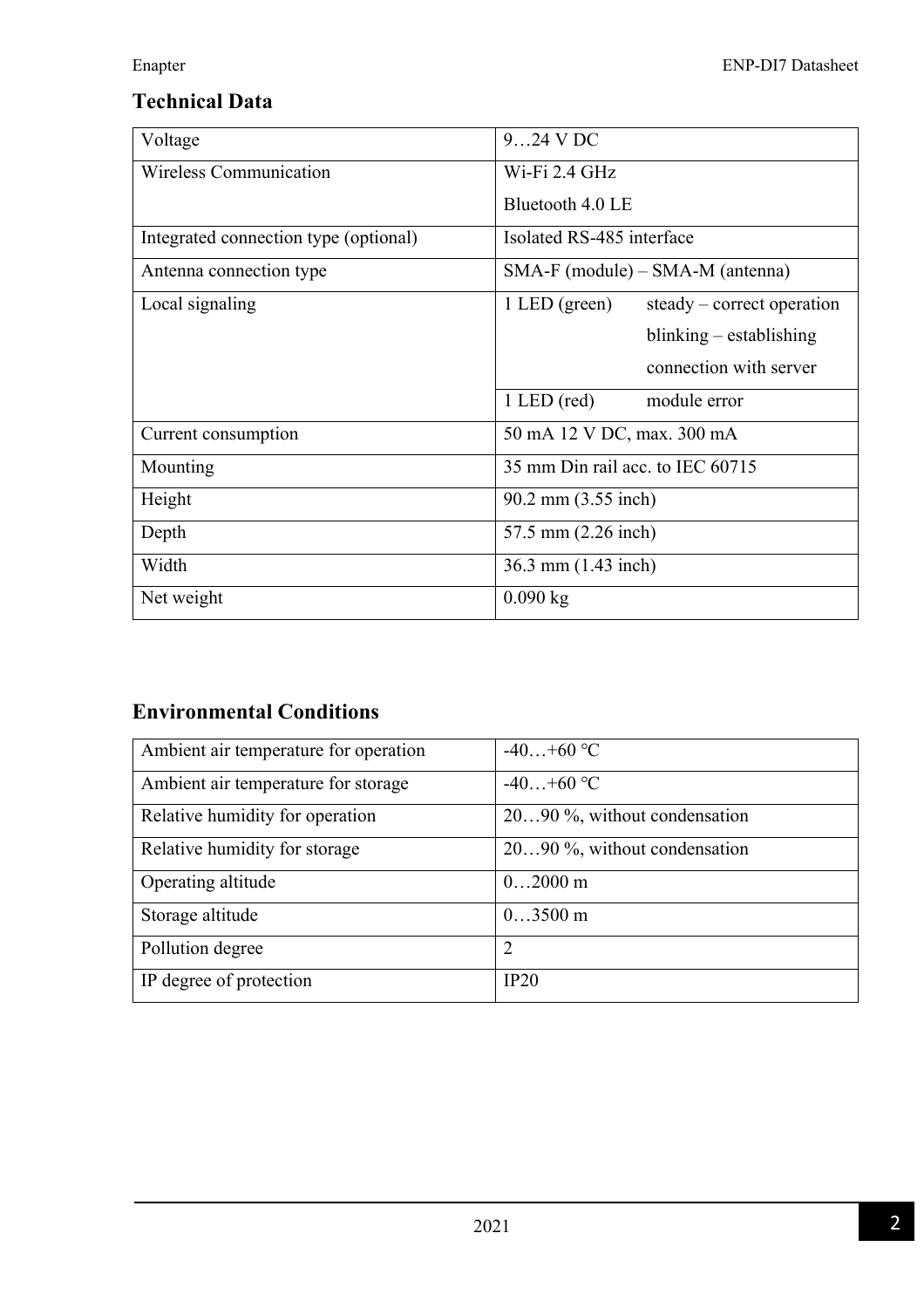## Technical Data

| | |
|---|---|
| Voltage | 9…24 V DC |
| Wireless Communication | Wi-Fi 2.4 GHz<br>Bluetooth 4.0 LE |
| Integrated connection type (optional) | Isolated RS-485 interface |
| Antenna connection type | SMA-F (module) – SMA-M (antenna) |
| Local signaling | 1 LED (green) steady – correct operation<br>blinking – establishing connection with server |
| | 1 LED (red) module error |
| Current consumption | 50 mA 12 V DC, max. 300 mA |
| Mounting | 35 mm Din rail acc. to IEC 60715 |
| Height | 90.2 mm (3.55 inch) |
| Depth | 57.5 mm (2.26 inch) |
| Width | 36.3 mm (1.43 inch) |
| Net weight | 0.090 kg |

## Environmental Conditions

| | |
|---|---|
| Ambient air temperature for operation | -40…+60 ℃ |
| Ambient air temperature for storage | -40…+60 ℃ |
| Relative humidity for operation | 20…90 %, without condensation |
| Relative humidity for storage | 20…90 %, without condensation |
| Operating altitude | 0…2000 m |
| Storage altitude | 0…3500 m |
| Pollution degree | 2 |
| IP degree of protection | IP20 |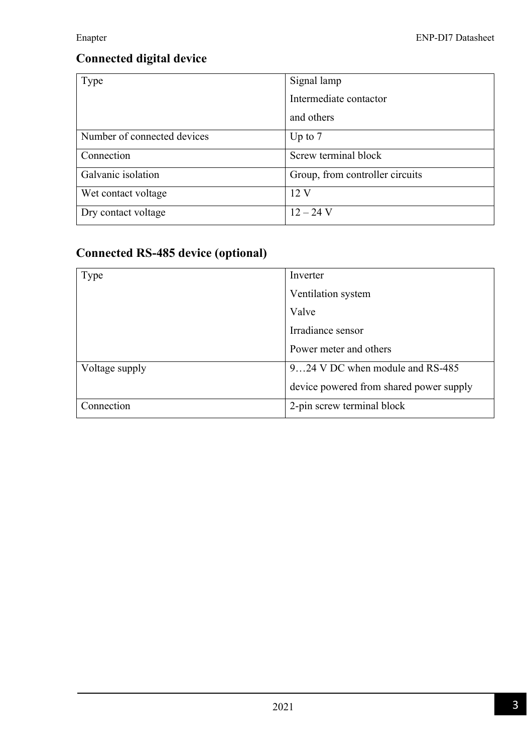## Connected digital device

| Type | Signal lamp<br>Intermediate contactor<br>and others |
|---|---|
| Number of connected devices | Up to 7 |
| Connection | Screw terminal block |
| Galvanic isolation | Group, from controller circuits |
| Wet contact voltage | 12 V |
| Dry contact voltage | 12 – 24 V |

## Connected RS-485 device (optional)

| Type | Inverter<br>Ventilation system<br>Valve<br>Irradiance sensor<br>Power meter and others |
|---|---|
| Voltage supply | 9…24 V DC when module and RS-485 device powered from shared power supply |
| Connection | 2-pin screw terminal block |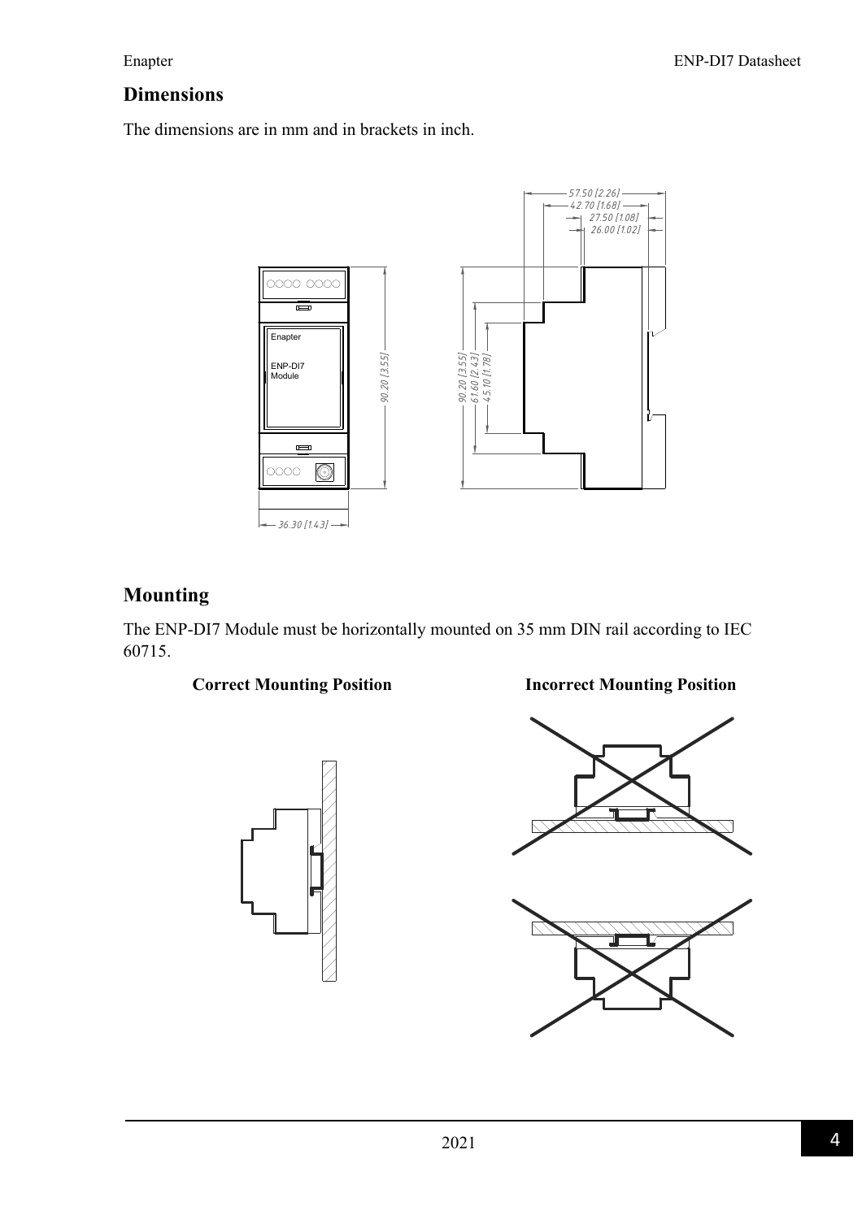## Dimensions

The dimensions are in mm and in brackets in inch.

## Mounting

The ENP-DI7 Module must be horizontally mounted on 35 mm DIN rail according to IEC 60715.

**Correct Mounting Position** **Incorrect Mounting Position**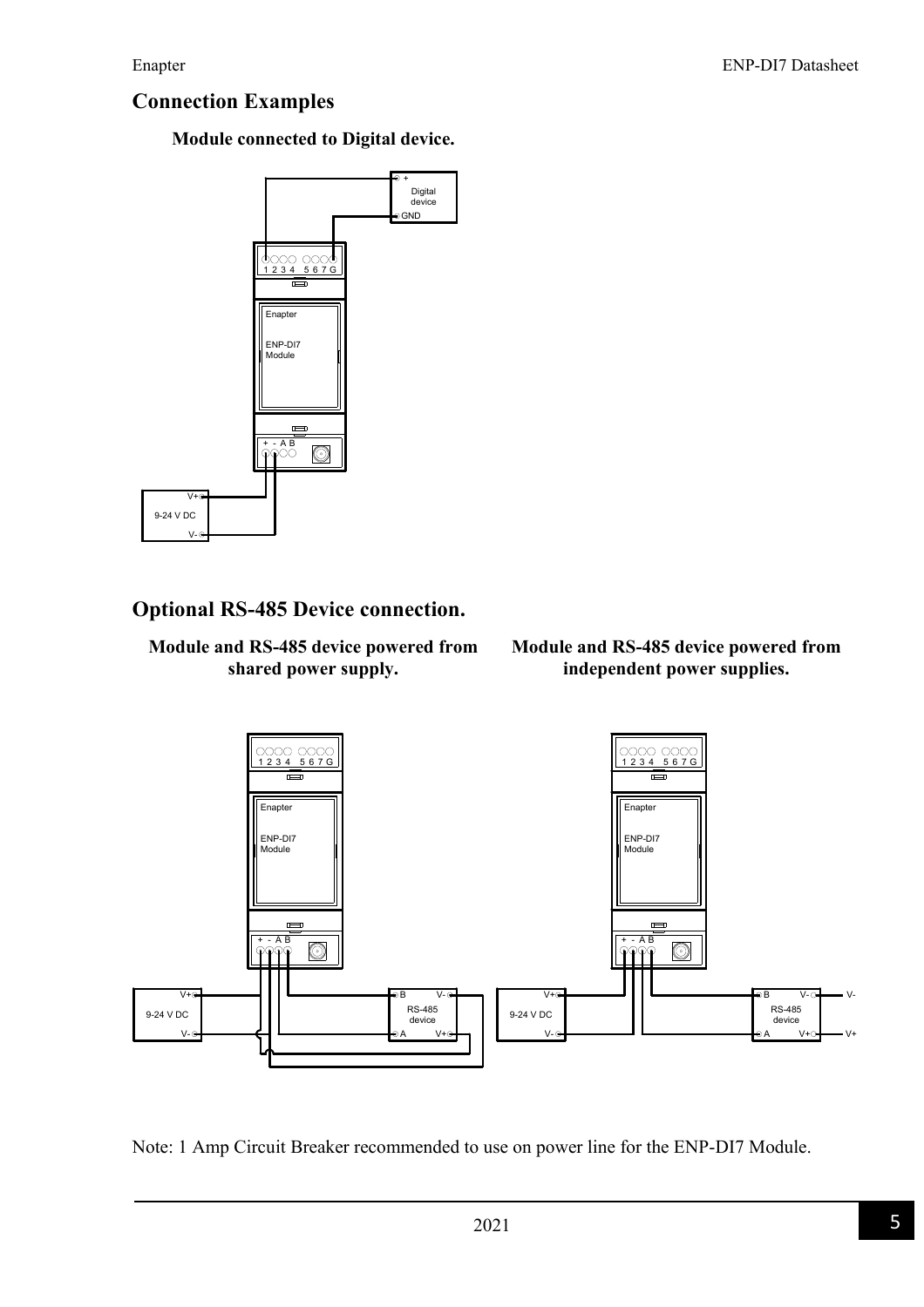## Connection Examples

**Module connected to Digital device.**

## Optional RS-485 Device connection.

**Module and RS-485 device powered from shared power supply.**

**Module and RS-485 device powered from independent power supplies.**

Note: 1 Amp Circuit Breaker recommended to use on power line for the ENP-DI7 Module.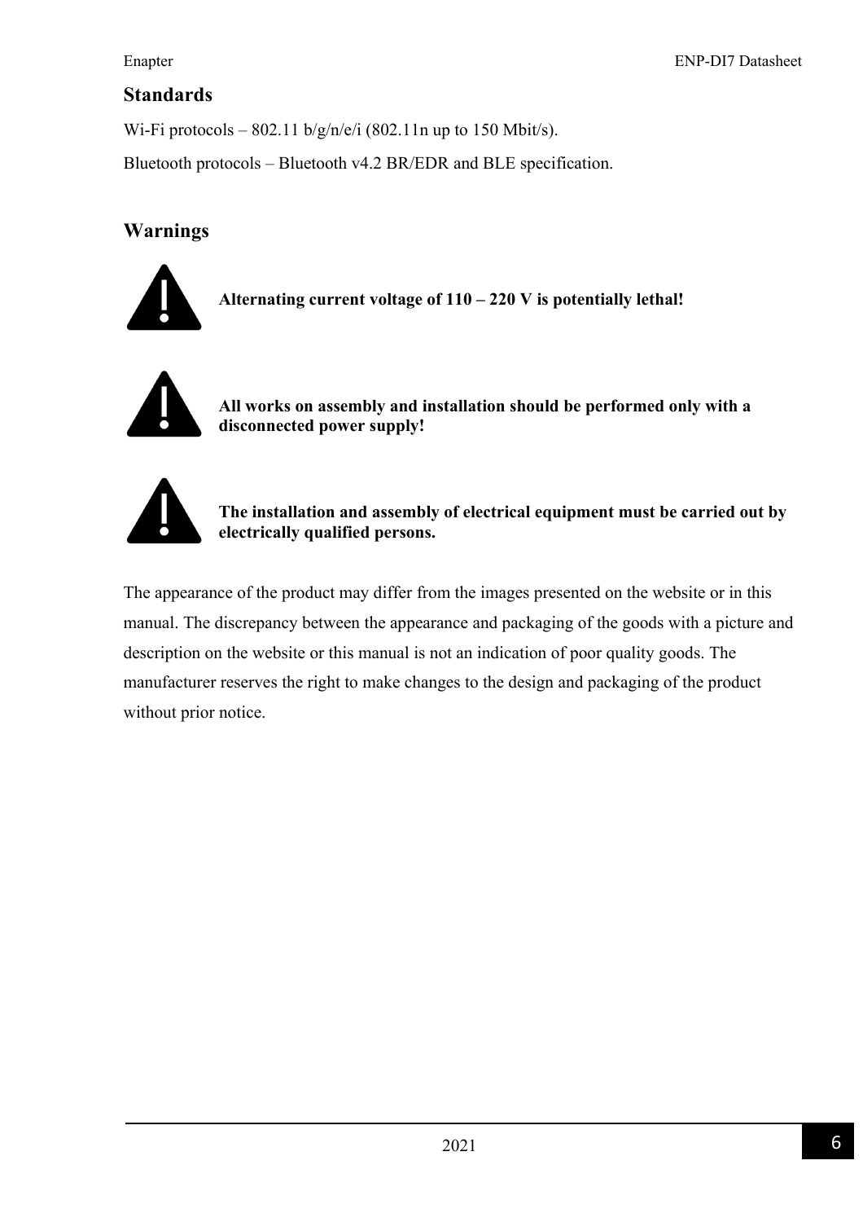## Standards

Wi-Fi protocols – 802.11 b/g/n/e/i (802.11n up to 150 Mbit/s).

Bluetooth protocols – Bluetooth v4.2 BR/EDR and BLE specification.

## Warnings

**Alternating current voltage of 110 – 220 V is potentially lethal!**

**All works on assembly and installation should be performed only with a disconnected power supply!**

**The installation and assembly of electrical equipment must be carried out by electrically qualified persons.**

The appearance of the product may differ from the images presented on the website or in this manual. The discrepancy between the appearance and packaging of the goods with a picture and description on the website or this manual is not an indication of poor quality goods. The manufacturer reserves the right to make changes to the design and packaging of the product without prior notice.